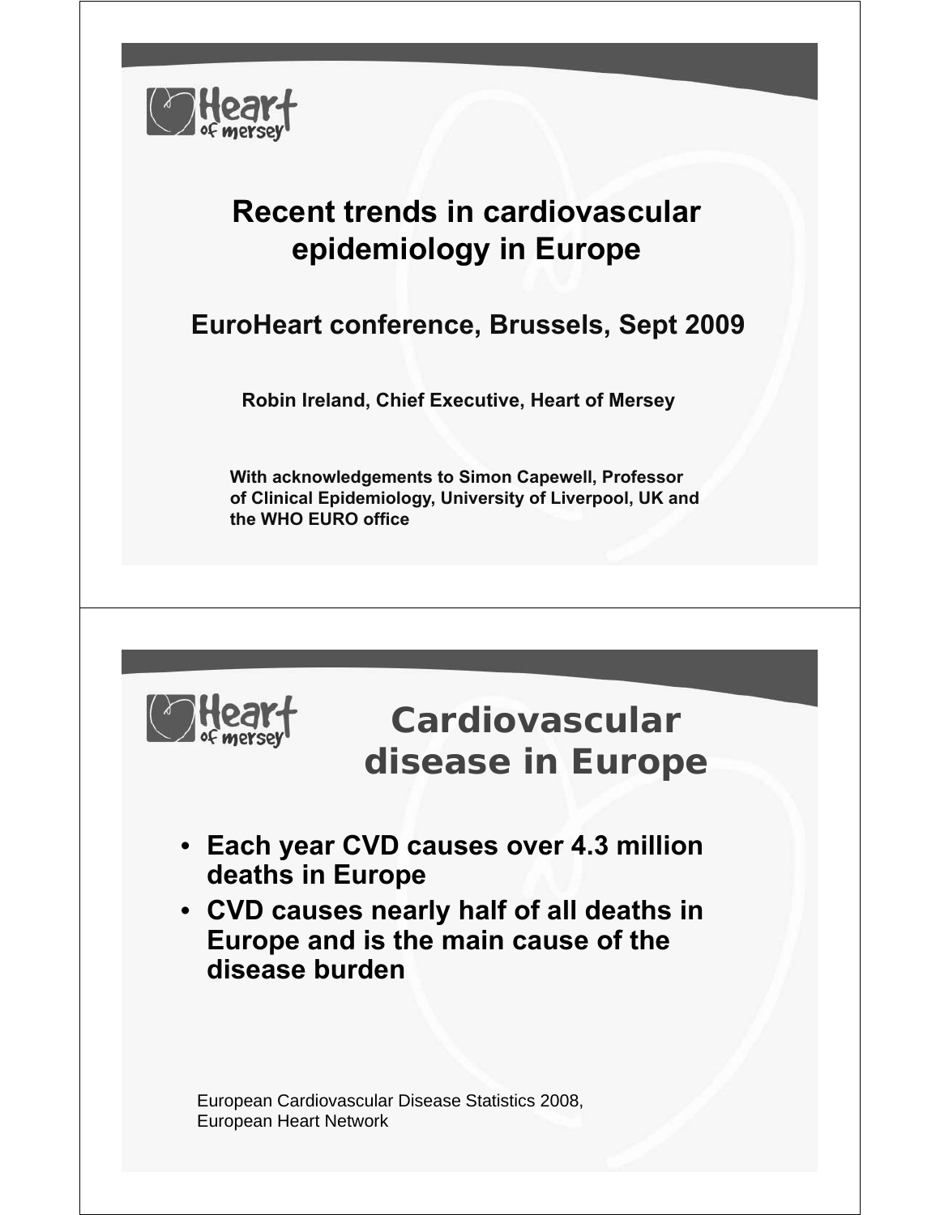# Recent trends in cardiovascular epidemiology in Europe

## EuroHeart conference, Brussels, Sept 2009

**Robin Ireland, Chief Executive, Heart of Mersey**

**With acknowledgements to Simon Capewell, Professor of Clinical Epidemiology, University of Liverpool, UK and the WHO EURO office**

---

## Cardiovascular disease in Europe

- **Each year CVD causes over 4.3 million deaths in Europe**
- **CVD causes nearly half of all deaths in Europe and is the main cause of the disease burden**

European Cardiovascular Disease Statistics 2008, European Heart Network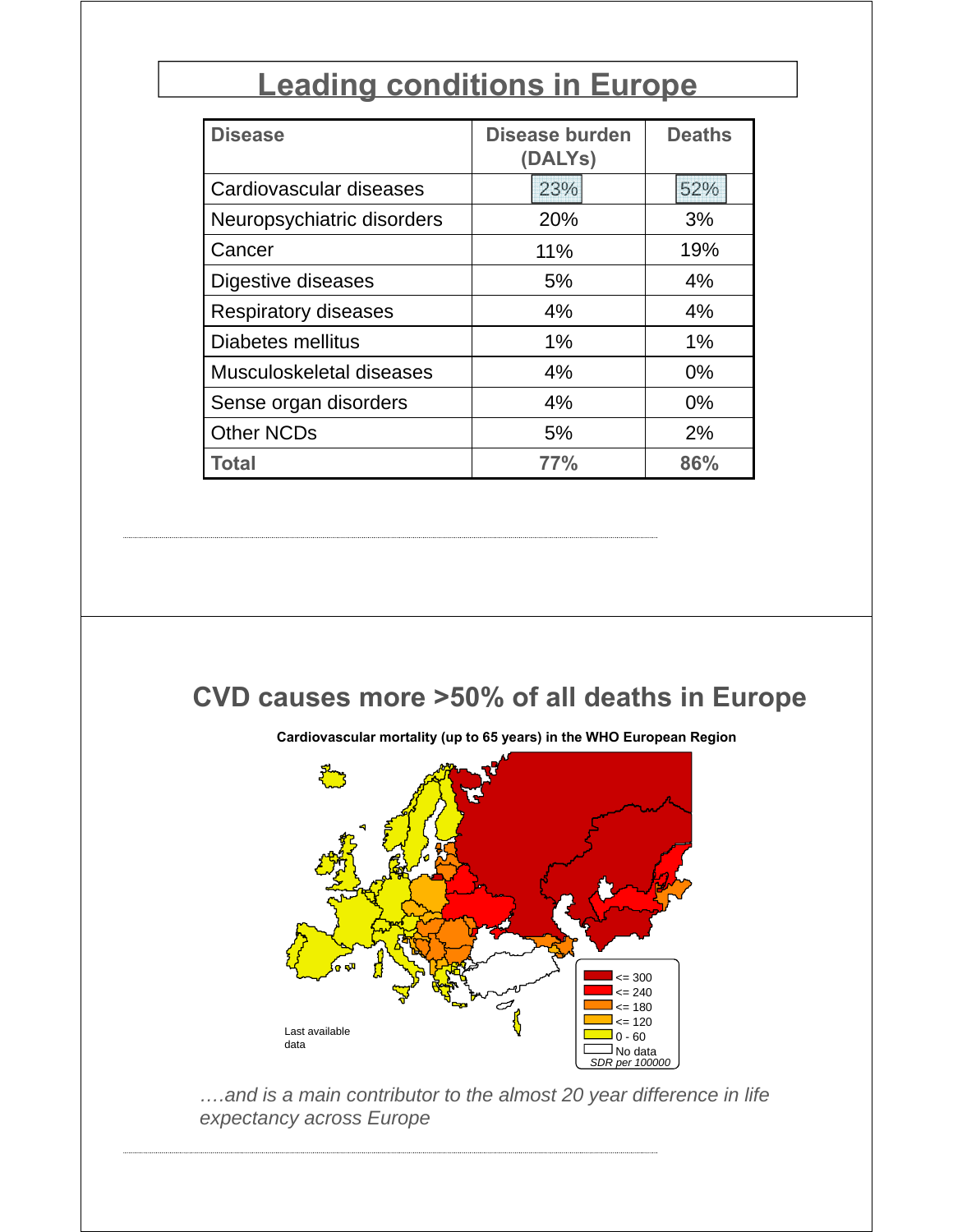# Leading conditions in Europe

| Disease | Disease burden (DALYs) | Deaths |
|---|---|---|
| Cardiovascular diseases | 23% | 52% |
| Neuropsychiatric disorders | 20% | 3% |
| Cancer | 11% | 19% |
| Digestive diseases | 5% | 4% |
| Respiratory diseases | 4% | 4% |
| Diabetes mellitus | 1% | 1% |
| Musculoskeletal diseases | 4% | 0% |
| Sense organ disorders | 4% | 0% |
| Other NCDs | 5% | 2% |
| **Total** | **77%** | **86%** |

# CVD causes more >50% of all deaths in Europe

**Cardiovascular mortality (up to 65 years) in the WHO European Region**

Last available data

<= 300
<= 240
<= 180
<= 120
0 - 60
No data
*SDR per 100000*

*….and is a main contributor to the almost 20 year difference in life expectancy across Europe*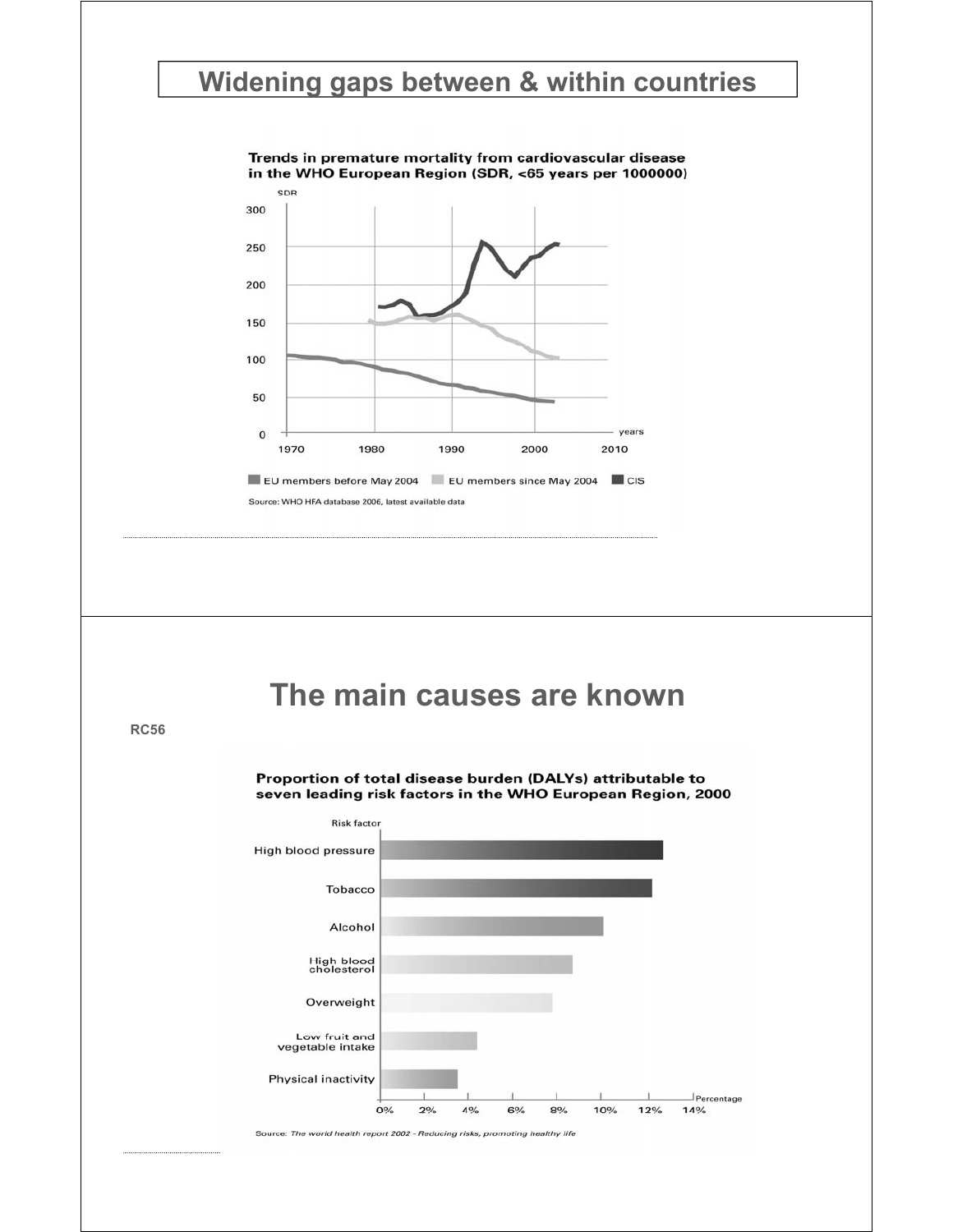# Widening gaps between & within countries

**Trends in premature mortality from cardiovascular disease in the WHO European Region (SDR, <65 years per 1000000)**

SDR

300
250
200
150
100
50
0

1970 1980 1990 2000 2010 years

EU members before May 2004 | EU members since May 2004 | CIS

Source: WHO HFA database 2006, latest available data

# The main causes are known

RC56

**Proportion of total disease burden (DALYs) attributable to seven leading risk factors in the WHO European Region, 2000**

Risk factor

- High blood pressure
- Tobacco
- Alcohol
- High blood cholesterol
- Overweight
- Low fruit and vegetable intake
- Physical inactivity

0% 2% 4% 6% 8% 10% 12% 14% Percentage

Source: *The world health report 2002 - Reducing risks, promoting healthy life*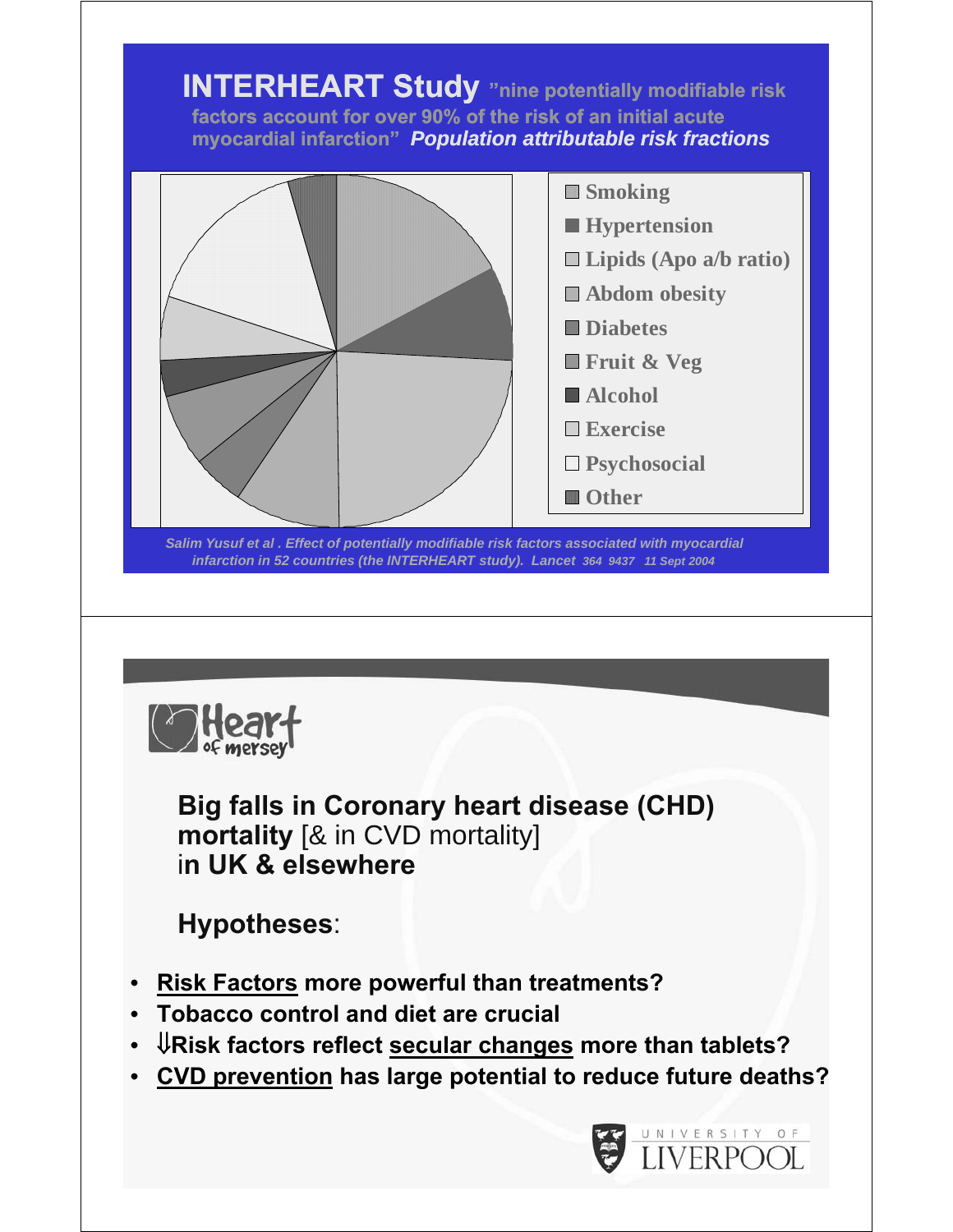## INTERHEART Study "nine potentially modifiable risk factors account for over 90% of the risk of an initial acute myocardial infarction" *Population attributable risk fractions*

- Smoking
- Hypertension
- Lipids (Apo a/b ratio)
- Abdom obesity
- Diabetes
- Fruit & Veg
- Alcohol
- Exercise
- Psychosocial
- Other

*Salim Yusuf et al . Effect of potentially modifiable risk factors associated with myocardial infarction in 52 countries (the INTERHEART study). Lancet 364 9437 11 Sept 2004*

---

Heart of mersey

**Big falls in Coronary heart disease (CHD) mortality** [& in CVD mortality] in **UK & elsewhere**

**Hypotheses**:

- **Risk Factors more powerful than treatments?**
- **Tobacco control and diet are crucial**
- **⇓Risk factors reflect secular changes more than tablets?**
- **CVD prevention has large potential to reduce future deaths?**

UNIVERSITY OF LIVERPOOL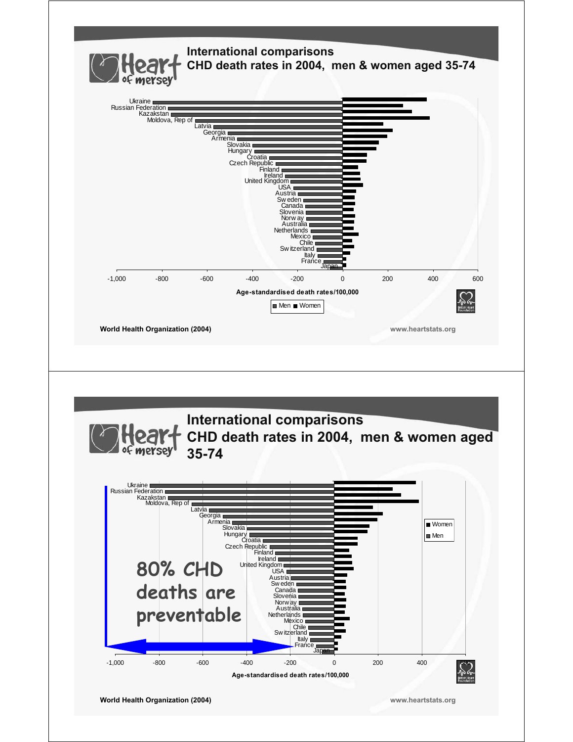## International comparisons
### CHD death rates in 2004, men & women aged 35-74

Ukraine
Russian Federation
Kazakstan
Moldova, Rep of
Latvia
Georgia
Armenia
Slovakia
Hungary
Croatia
Czech Republic
Finland
Ireland
United Kingdom
USA
Austria
Sweden
Canada
Slovenia
Norway
Australia
Netherlands
Mexico
Chile
Switzerland
Italy
France
Japan

-1,000 -800 -600 -400 -200 0 200 400 600

Age-standardised death rates/100,000

Men ■ Women

World Health Organization (2004)

www.heartstats.org

---

## International comparisons
### CHD death rates in 2004, men & women aged 35-74

Ukraine
Russian Federation
Kazakstan
Moldova, Rep of
Latvia
Georgia
Armenia
Slovakia
Hungary
Croatia
Czech Republic
Finland
Ireland
United Kingdom
USA
Austria
Sweden
Canada
Slovenia
Norway
Australia
Netherlands
Mexico
Chile
Switzerland
Italy
France
Japan

80% CHD deaths are preventable

-1,000 -800 -600 -400 -200 0 200 400

Age-standardised death rates/100,000

■ Women
■ Men

World Health Organization (2004)

www.heartstats.org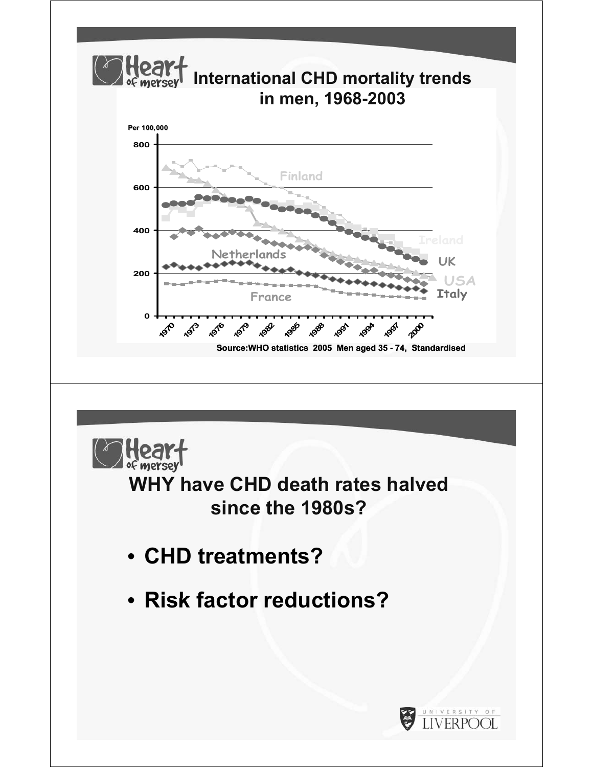## International CHD mortality trends in men, 1968-2003

Per 100,000

Finland

Ireland

UK

USA

Italy

Netherlands

France

Source:WHO statistics 2005 Men aged 35 - 74, Standardised

## WHY have CHD death rates halved since the 1980s?

- **CHD treatments?**
- **Risk factor reductions?**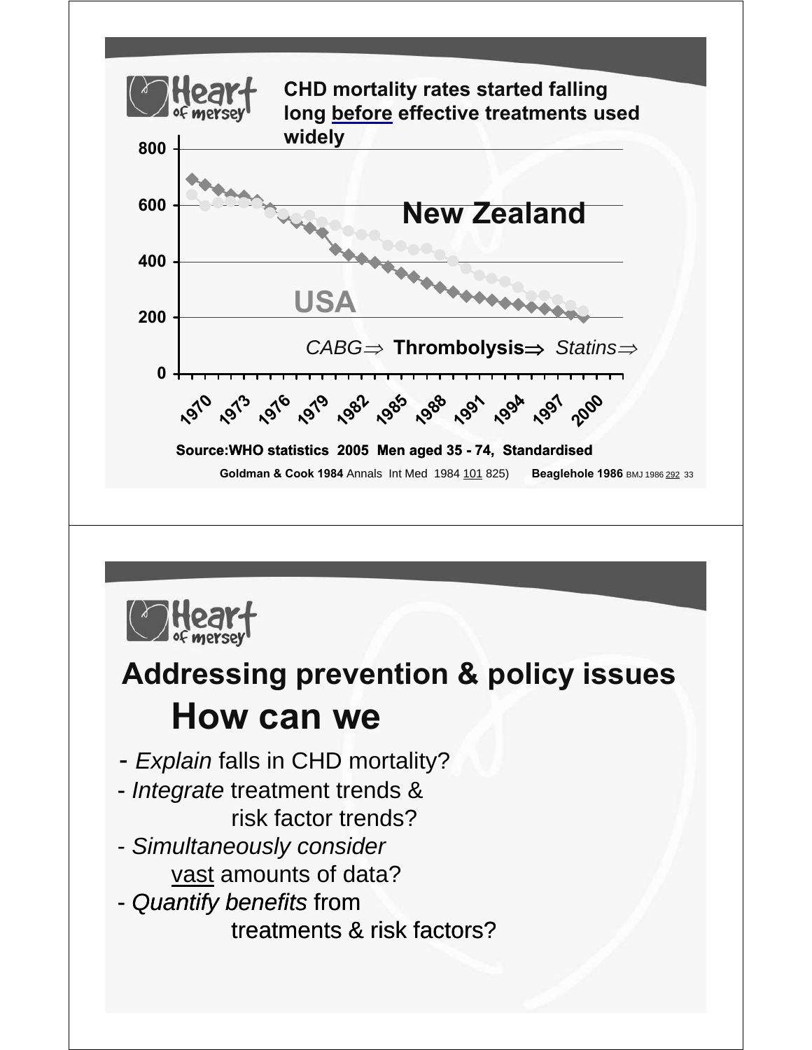## CHD mortality rates started falling long before effective treatments used widely

800

600

**New Zealand**

400

**USA**

200

*CABG*⇒ **Thrombolysis**⇒ *Statins*⇒

0

1970 1973 1976 1979 1982 1985 1988 1991 1994 1997 2000

**Source:WHO statistics 2005 Men aged 35 - 74, Standardised**

**Goldman & Cook 1984** Annals Int Med 1984 101 825) **Beaglehole 1986** BMJ 1986 292 33

---

## Addressing prevention & policy issues

## How can we

- *Explain* falls in CHD mortality?
- *Integrate* treatment trends & risk factor trends?
- *Simultaneously consider* vast amounts of data?
- *Quantify benefits* from treatments & risk factors?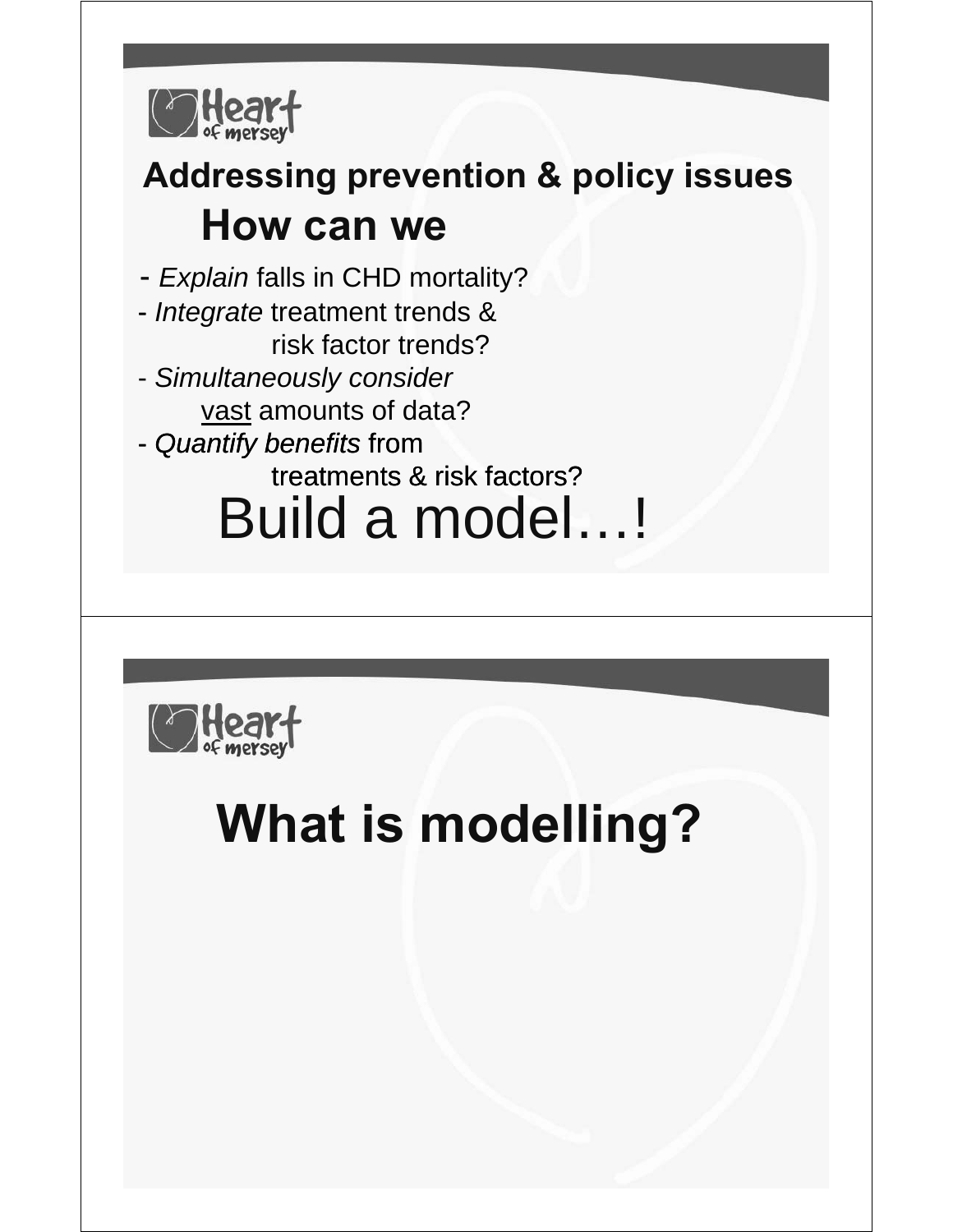## Addressing prevention & policy issues

### How can we

- *Explain* falls in CHD mortality?
- *Integrate* treatment trends & risk factor trends?
- *Simultaneously consider* vast amounts of data?
- *Quantify benefits* from treatments & risk factors?

Build a model…!

## What is modelling?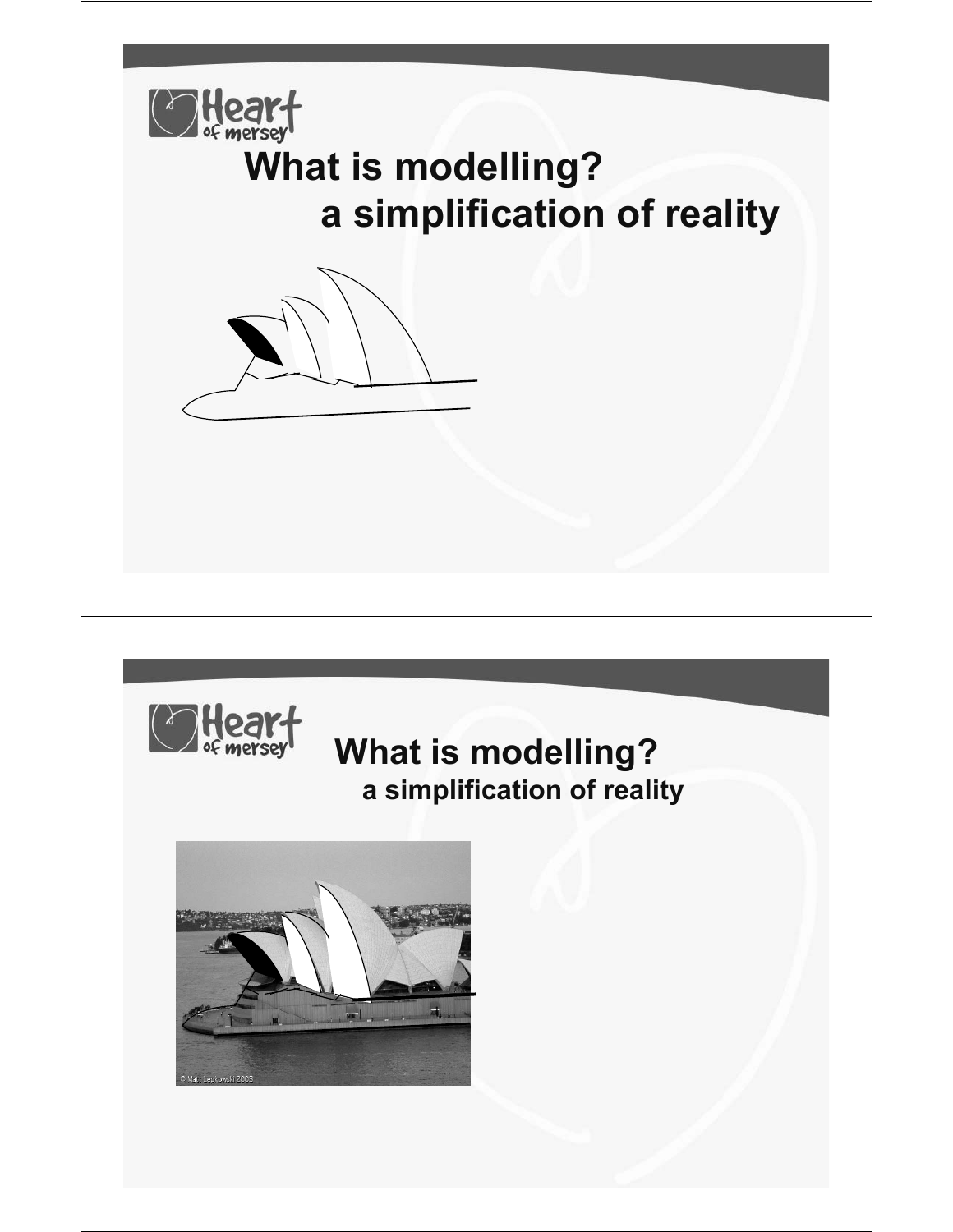# What is modelling?
## a simplification of reality

# What is modelling?
## a simplification of reality

© Matt Lepkowski 2003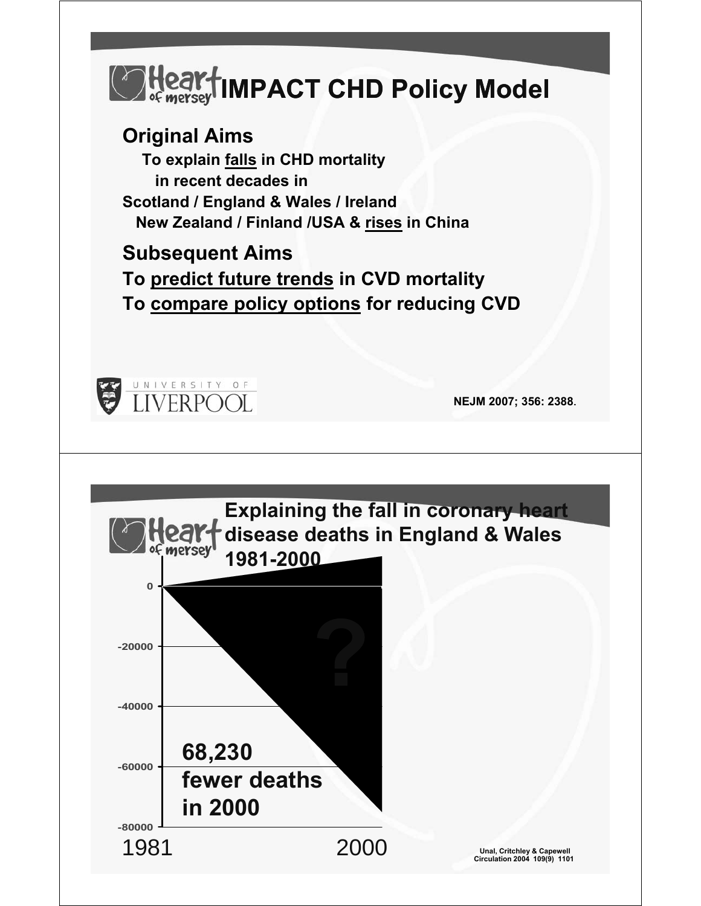## IMPACT CHD Policy Model

**Original Aims**

**To explain <u>falls</u> in CHD mortality in recent decades in**
**Scotland / England & Wales / Ireland**
**New Zealand / Finland /USA & <u>rises</u> in China**

**Subsequent Aims**

**To <u>predict future trends</u> in CVD mortality**
**To <u>compare policy options</u> for reducing CVD**

NEJM 2007; 356: 2388.

---

## Explaining the fall in coronary heart disease deaths in England & Wales 1981-2000

0

-20000

-40000

-60000

-80000

?

**68,230 fewer deaths in 2000**

1981 2000

Unal, Critchley & Capewell Circulation 2004 109(9) 1101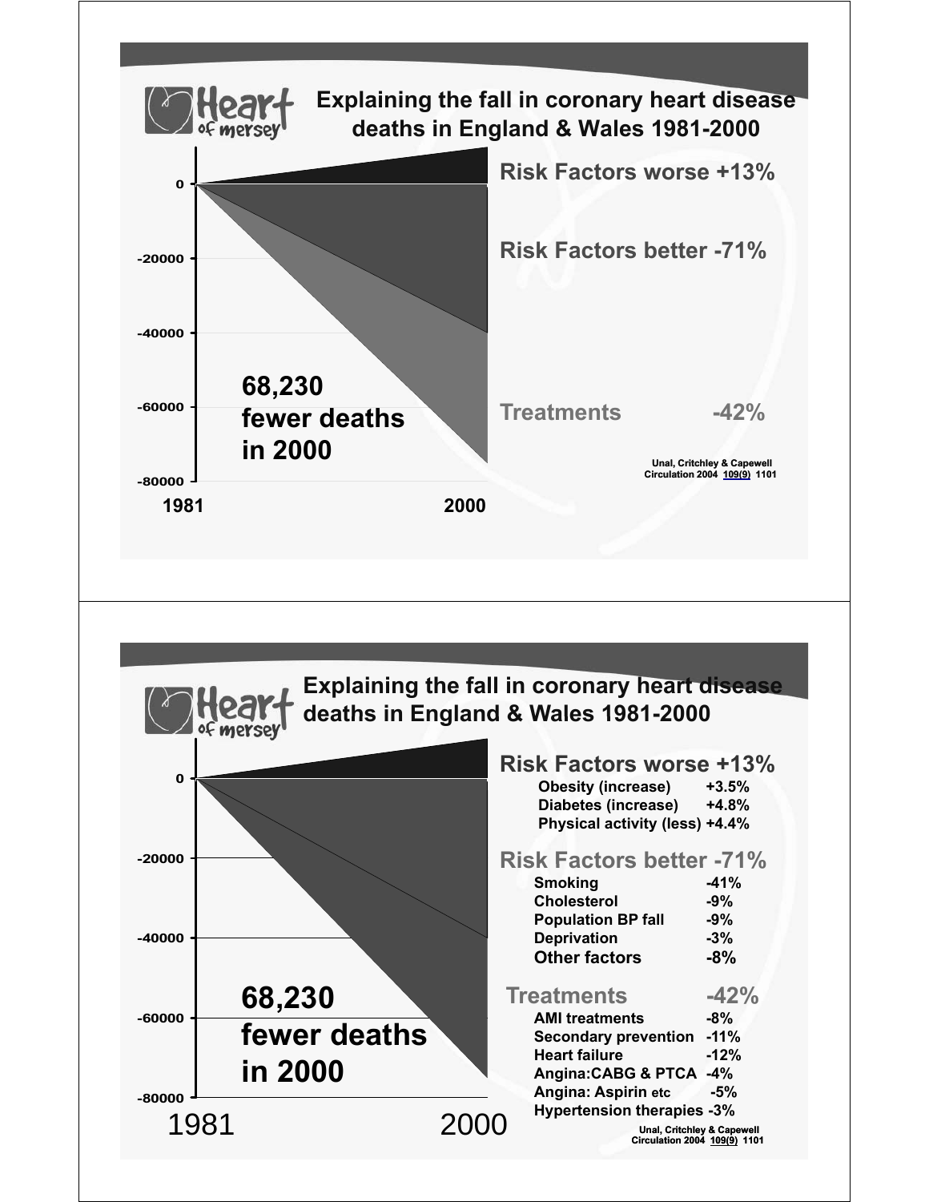## Explaining the fall in coronary heart disease deaths in England & Wales 1981-2000

Risk Factors worse +13%

Risk Factors better -71%

Treatments -42%

68,230 fewer deaths in 2000

0, -20000, -40000, -60000, -80000

1981 2000

Unal, Critchley & Capewell Circulation 2004 109(9) 1101

## Explaining the fall in coronary heart disease deaths in England & Wales 1981-2000

**Risk Factors worse +13%**

| | |
|---|---|
| Obesity (increase) | +3.5% |
| Diabetes (increase) | +4.8% |
| Physical activity (less) | +4.4% |

**Risk Factors better -71%**

| | |
|---|---|
| Smoking | -41% |
| Cholesterol | -9% |
| Population BP fall | -9% |
| Deprivation | -3% |
| Other factors | -8% |

**Treatments -42%**

| | |
|---|---|
| AMI treatments | -8% |
| Secondary prevention | -11% |
| Heart failure | -12% |
| Angina:CABG & PTCA | -4% |
| Angina: Aspirin etc | -5% |
| Hypertension therapies | -3% |

68,230 fewer deaths in 2000

0, -20000, -40000, -60000, -80000

1981 2000

Unal, Critchley & Capewell Circulation 2004 109(9) 1101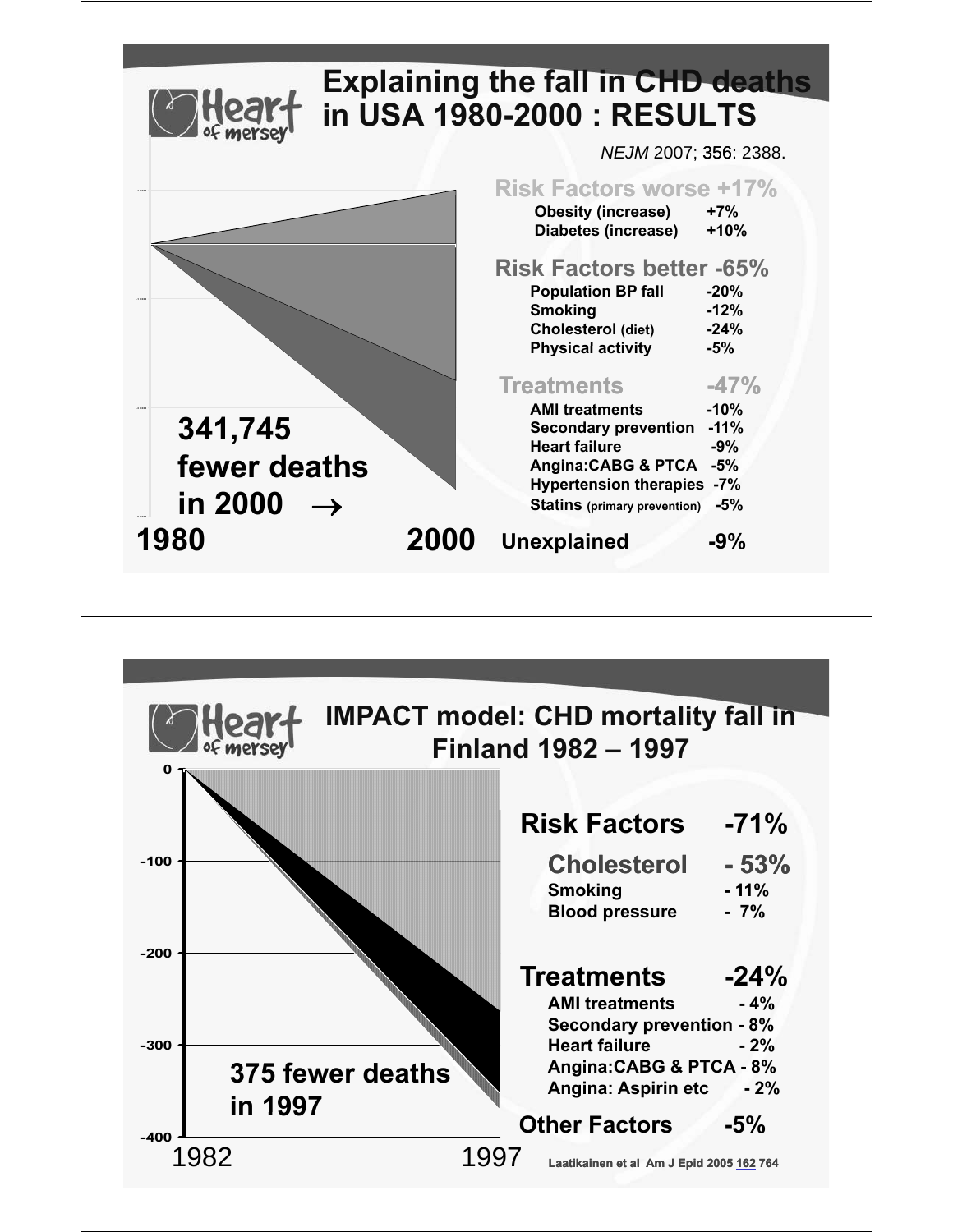## Explaining the fall in CHD deaths in USA 1980-2000 : RESULTS

*NEJM* 2007; 356: 2388.

**Risk Factors worse +17%**

| | |
|---|---|
| Obesity (increase) | +7% |
| Diabetes (increase) | +10% |

**Risk Factors better -65%**

| | |
|---|---|
| Population BP fall | -20% |
| Smoking | -12% |
| Cholesterol (diet) | -24% |
| Physical activity | -5% |

**Treatments -47%**

| | |
|---|---|
| AMI treatments | -10% |
| Secondary prevention | -11% |
| Heart failure | -9% |
| Angina:CABG & PTCA | -5% |
| Hypertension therapies | -7% |
| Statins (primary prevention) | -5% |

**Unexplained -9%**

**341,745 fewer deaths in 2000 →**

1980 — 2000

---

## IMPACT model: CHD mortality fall in Finland 1982 – 1997

**Risk Factors -71%**

| | |
|---|---|
| Cholesterol | - 53% |
| Smoking | - 11% |
| Blood pressure | - 7% |

**Treatments -24%**

| | |
|---|---|
| AMI treatments | - 4% |
| Secondary prevention | - 8% |
| Heart failure | - 2% |
| Angina:CABG & PTCA | - 8% |
| Angina: Aspirin etc | - 2% |

**Other Factors -5%**

**375 fewer deaths in 1997**

1982 — 1997

Laatikainen et al Am J Epid 2005 162 764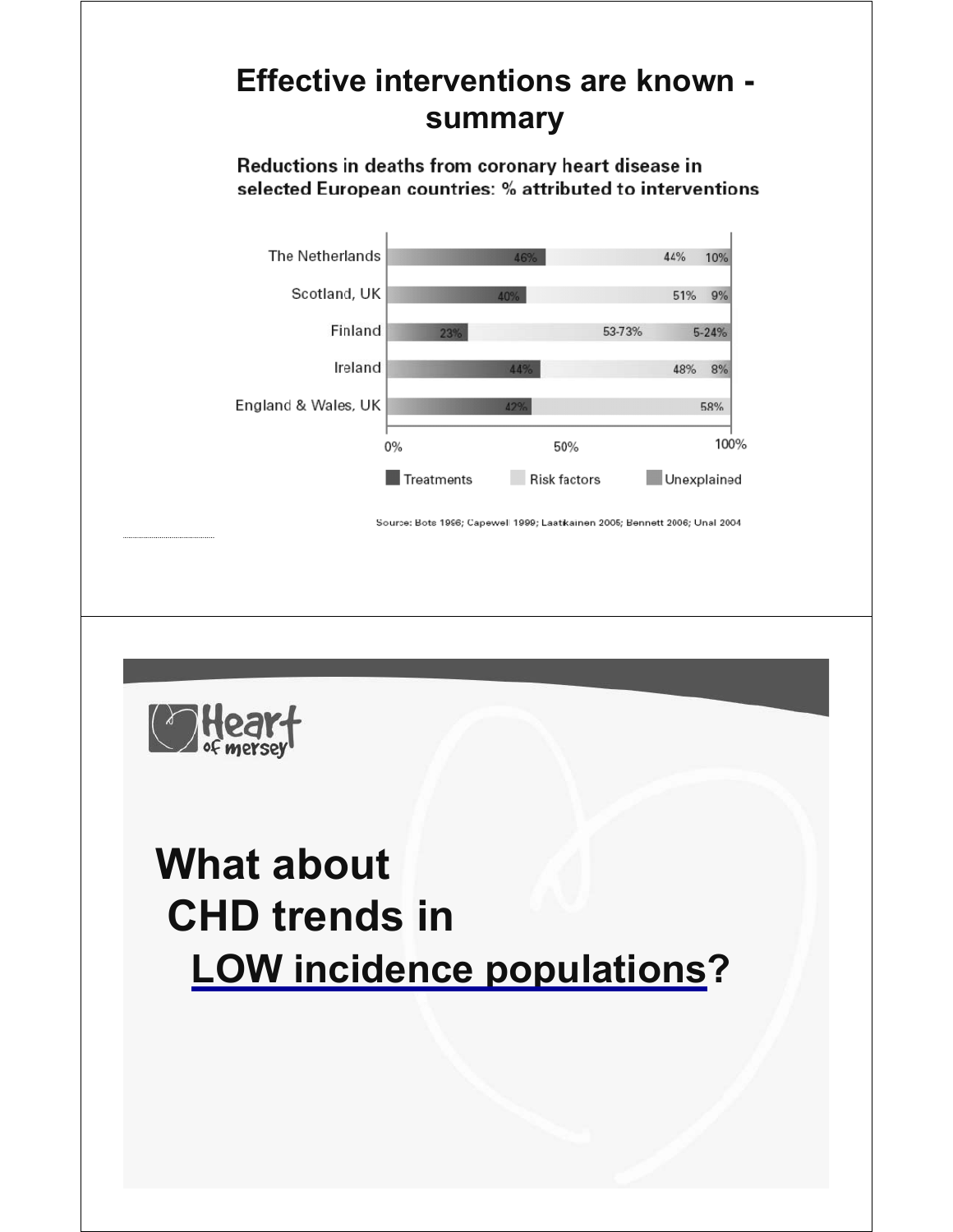## Effective interventions are known - summary

**Reductions in deaths from coronary heart disease in selected European countries: % attributed to interventions**

| Country | Treatments | Risk factors | Unexplained |
| --- | --- | --- | --- |
| The Netherlands | 46% | 44% | 10% |
| Scotland, UK | 40% | 51% | 9% |
| Finland | 23% | 53-73% | 5-24% |
| Ireland | 44% | 48% | 8% |
| England & Wales, UK | 42% | 58% | |

Source: Bots 1996; Capewell 1999; Laatikainen 2005; Bennett 2006; Unal 2004

Heart of mersey

# What about CHD trends in LOW incidence populations?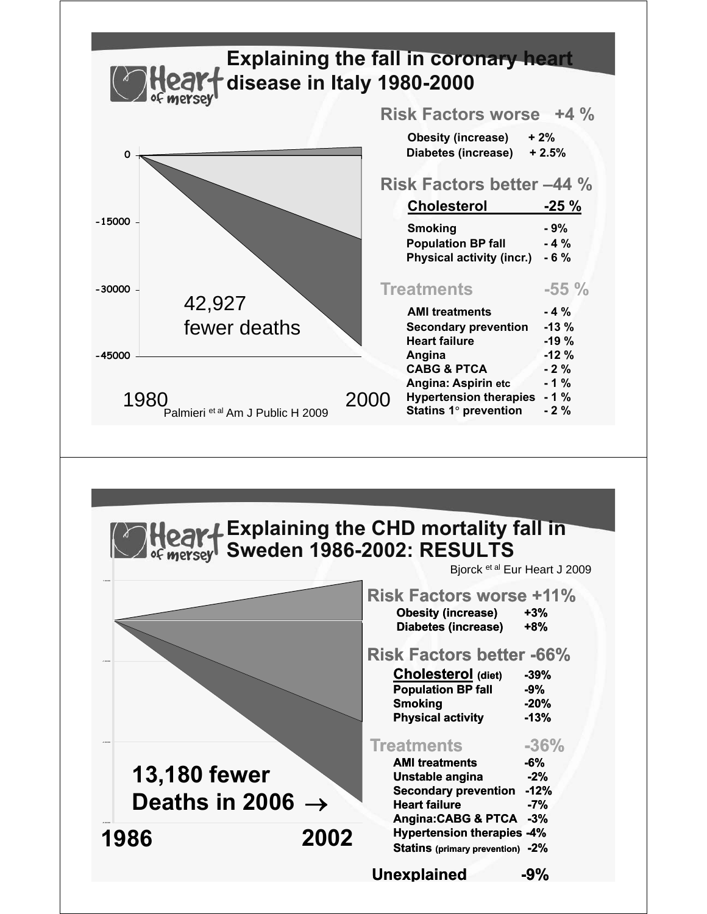## Explaining the fall in coronary heart disease in Italy 1980-2000

0

-15000

-30000

-45000

42,927 fewer deaths

1980 2000

Palmieri et al Am J Public H 2009

**Risk Factors worse +4 %**

| | |
|---|---|
| Obesity (increase) | + 2% |
| Diabetes (increase) | + 2.5% |

**Risk Factors better –44 %**

| | |
|---|---|
| **Cholesterol** | **-25 %** |
| Smoking | - 9% |
| Population BP fall | - 4 % |
| Physical activity (incr.) | - 6 % |

**Treatments -55 %**

| | |
|---|---|
| AMI treatments | - 4 % |
| Secondary prevention | -13 % |
| Heart failure | -19 % |
| Angina | -12 % |
| CABG & PTCA | - 2 % |
| Angina: Aspirin etc | - 1 % |
| Hypertension therapies | - 1 % |
| Statins 1° prevention | - 2 % |

## Explaining the CHD mortality fall in Sweden 1986-2002: RESULTS

Bjorck et al Eur Heart J 2009

**13,180 fewer Deaths in 2006 →**

1986 2002

**Risk Factors worse +11%**

| | |
|---|---|
| Obesity (increase) | +3% |
| Diabetes (increase) | +8% |

**Risk Factors better -66%**

| | |
|---|---|
| **Cholesterol** (diet) | -39% |
| Population BP fall | -9% |
| Smoking | -20% |
| Physical activity | -13% |

**Treatments -36%**

| | |
|---|---|
| AMI treatments | -6% |
| Unstable angina | -2% |
| Secondary prevention | -12% |
| Heart failure | -7% |
| Angina:CABG & PTCA | -3% |
| Hypertension therapies | -4% |
| Statins (primary prevention) | -2% |

**Unexplained -9%**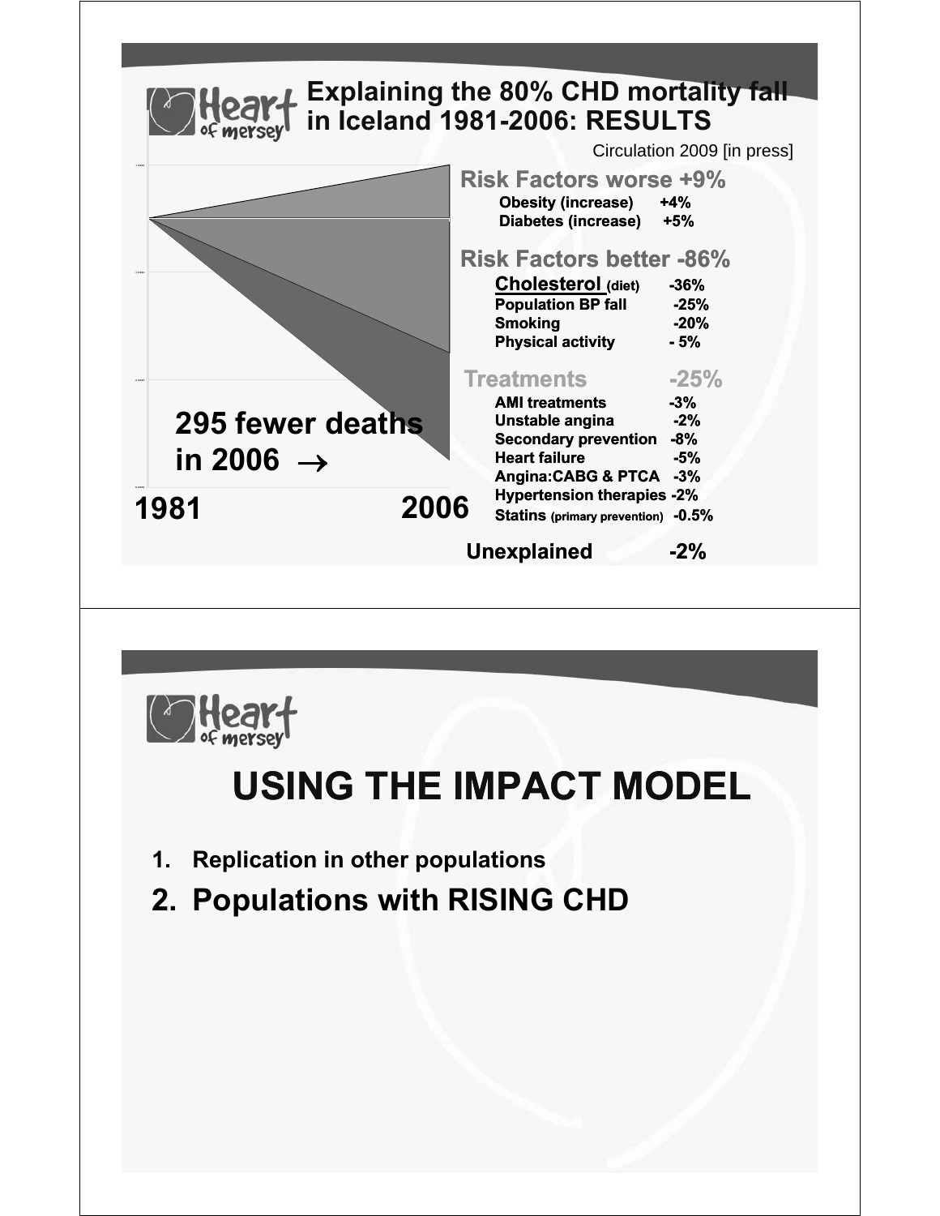## Explaining the 80% CHD mortality fall in Iceland 1981-2006: RESULTS

Circulation 2009 [in press]

**295 fewer deaths in 2006 →**

**1981** **2006**

**Risk Factors worse +9%**

| | |
|---|---|
| **Obesity (increase)** | **+4%** |
| **Diabetes (increase)** | **+5%** |

**Risk Factors better -86%**

| | |
|---|---|
| **Cholesterol (diet)** | **-36%** |
| **Population BP fall** | **-25%** |
| **Smoking** | **-20%** |
| **Physical activity** | **- 5%** |

**Treatments -25%**

| | |
|---|---|
| **AMI treatments** | **-3%** |
| **Unstable angina** | **-2%** |
| **Secondary prevention** | **-8%** |
| **Heart failure** | **-5%** |
| **Angina:CABG & PTCA** | **-3%** |
| **Hypertension therapies** | **-2%** |
| **Statins (primary prevention)** | **-0.5%** |

**Unexplained -2%**

---

# USING THE IMPACT MODEL

1. **Replication in other populations**
2. **Populations with RISING CHD**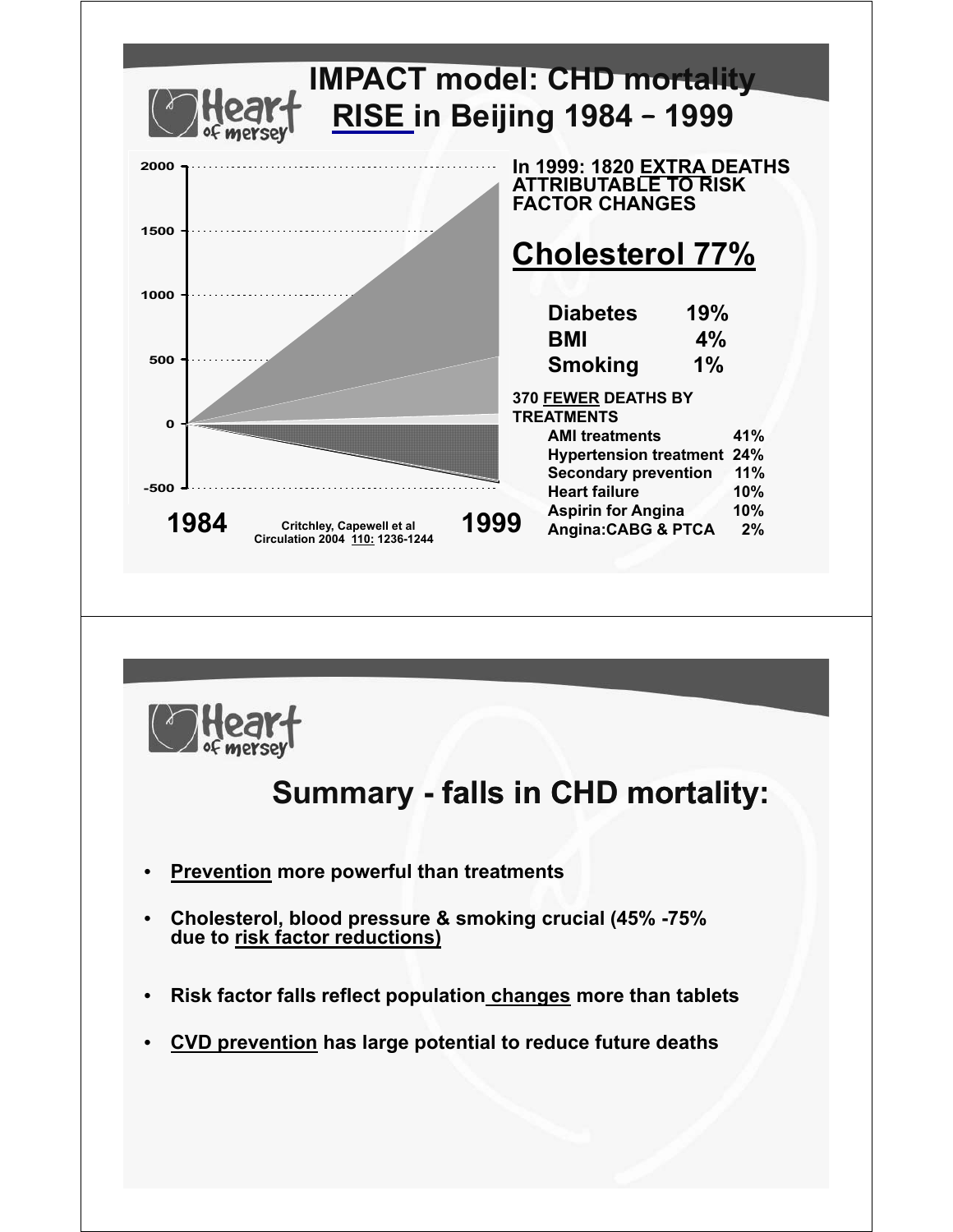# IMPACT model: CHD mortality RISE in Beijing 1984 – 1999

2000
1500
1000
500
0
-500

1984 — Critchley, Capewell et al Circulation 2004 110: 1236-1244 — 1999

In 1999: 1820 EXTRA DEATHS ATTRIBUTABLE TO RISK FACTOR CHANGES

## Cholesterol 77%

| | |
|---|---|
| Diabetes | 19% |
| BMI | 4% |
| Smoking | 1% |

370 FEWER DEATHS BY TREATMENTS

| | |
|---|---|
| AMI treatments | 41% |
| Hypertension treatment | 24% |
| Secondary prevention | 11% |
| Heart failure | 10% |
| Aspirin for Angina | 10% |
| Angina:CABG & PTCA | 2% |

# Summary - falls in CHD mortality:

- Prevention more powerful than treatments
- Cholesterol, blood pressure & smoking crucial (45% -75% due to risk factor reductions)
- Risk factor falls reflect population changes more than tablets
- CVD prevention has large potential to reduce future deaths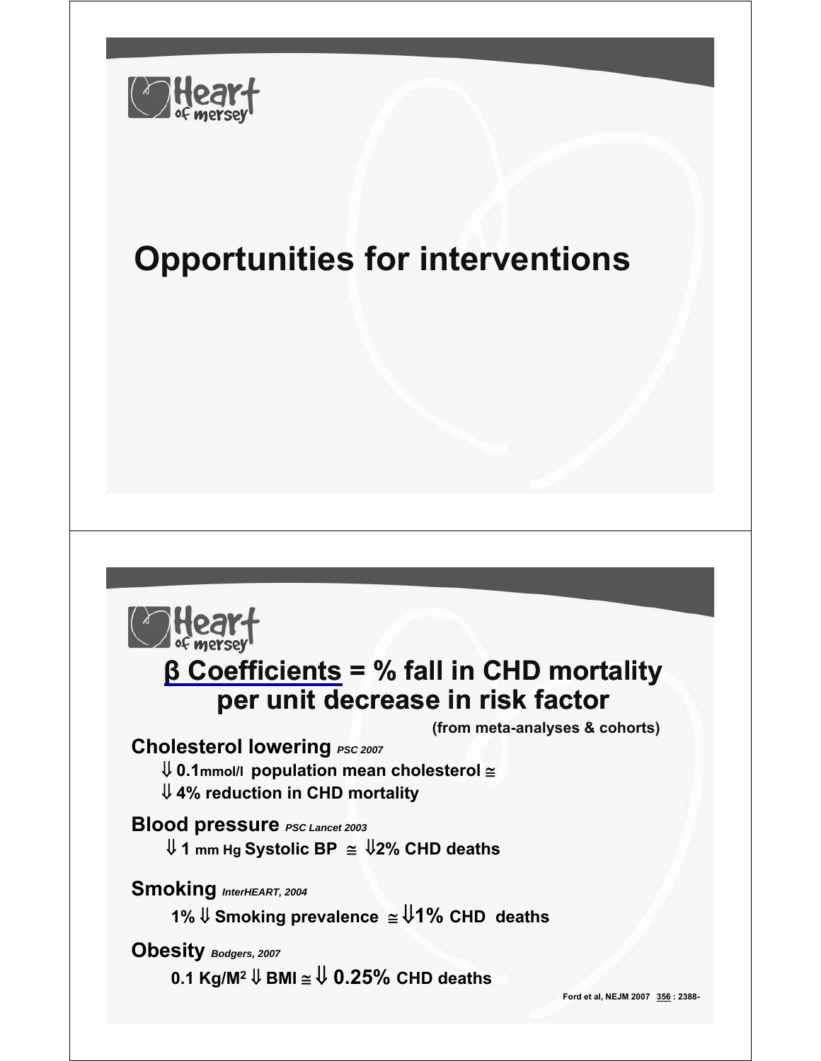# Opportunities for interventions

## β Coefficients = % fall in CHD mortality per unit decrease in risk factor

(from meta-analyses & cohorts)

**Cholesterol lowering** *PSC 2007*

⇓ 0.1mmol/l population mean cholesterol ≅
⇓ 4% reduction in CHD mortality

**Blood pressure** *PSC Lancet 2003*

⇓ 1 mm Hg Systolic BP ≅ ⇓2% CHD deaths

**Smoking** *InterHEART, 2004*

1% ⇓ Smoking prevalence ≅ ⇓1% CHD deaths

**Obesity** *Bodgers, 2007*

0.1 Kg/M$^2$ ⇓ BMI ≅ ⇓ 0.25% CHD deaths

Ford et al, NEJM 2007 356 : 2388-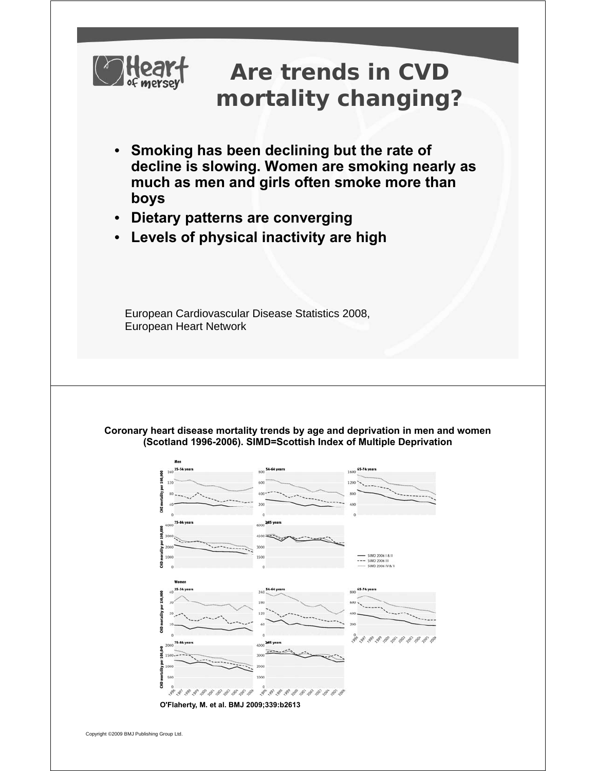# Are trends in CVD mortality changing?

- Smoking has been declining but the rate of decline is slowing. Women are smoking nearly as much as men and girls often smoke more than boys
- Dietary patterns are converging
- Levels of physical inactivity are high

European Cardiovascular Disease Statistics 2008, European Heart Network

---

**Coronary heart disease mortality trends by age and deprivation in men and women (Scotland 1996-2006). SIMD=Scottish Index of Multiple Deprivation**

**O'Flaherty, M. et al. BMJ 2009;339:b2613**

Copyright ©2009 BMJ Publishing Group Ltd.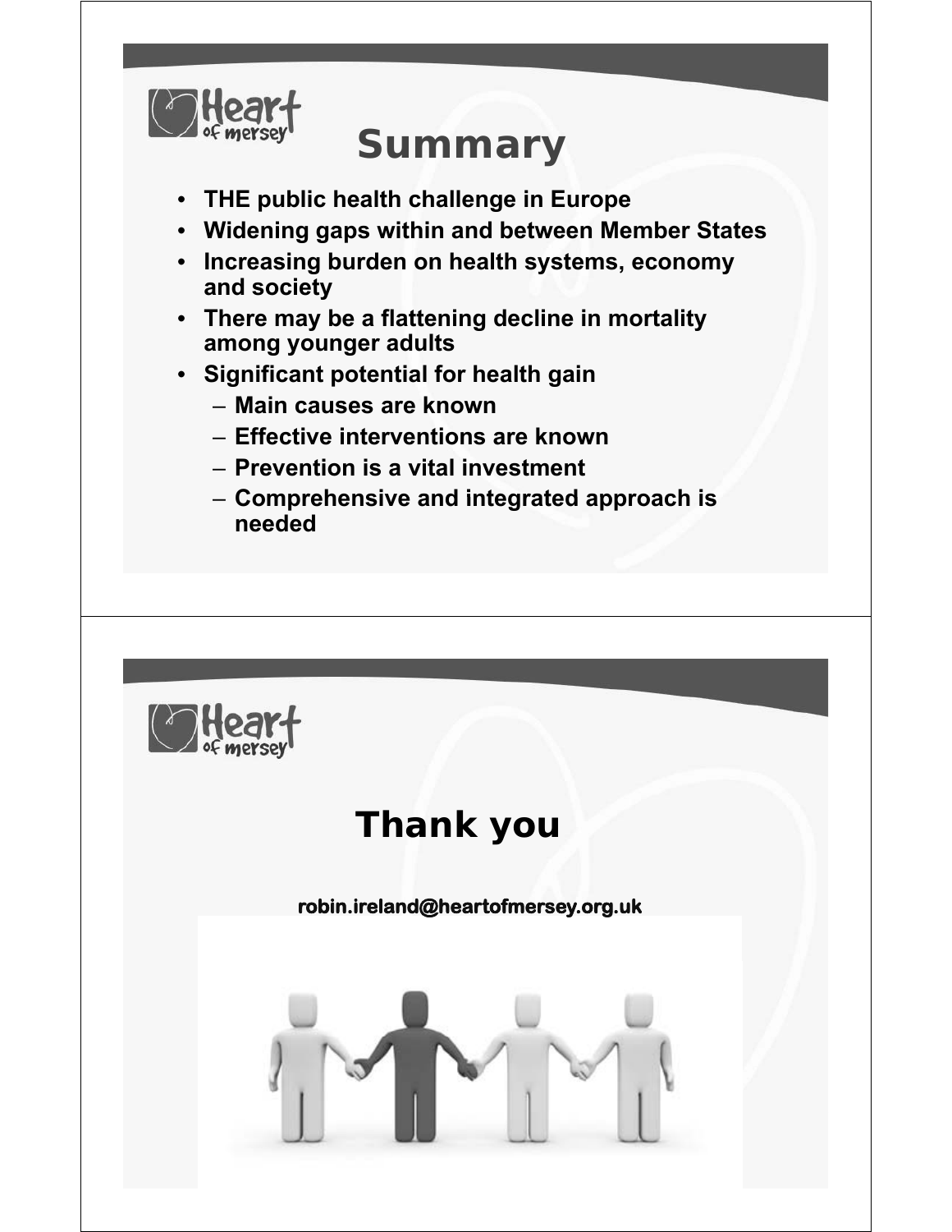# Summary

- THE public health challenge in Europe
- Widening gaps within and between Member States
- Increasing burden on health systems, economy and society
- There may be a flattening decline in mortality among younger adults
- Significant potential for health gain
  - Main causes are known
  - Effective interventions are known
  - Prevention is a vital investment
  - Comprehensive and integrated approach is needed

# Thank you

robin.ireland@heartofmersey.org.uk